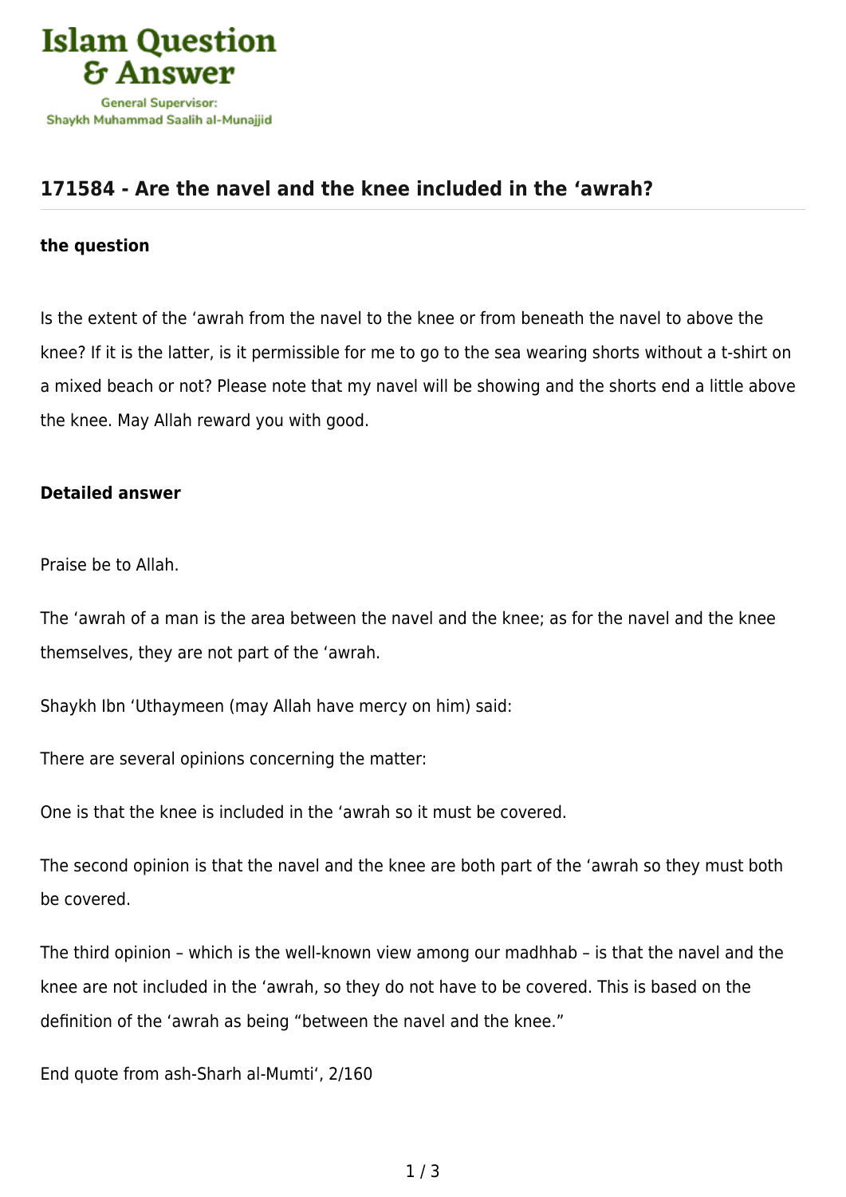# 171584 - Are the navel and the knee included in the ‘awrah?

### the question

Is the extent of the ‘awrah from the navel to the knee or from beneath the navel to above the knee? If it is the latter, is it permissible for me to go to the sea wearing shorts without a t-shirt on a mixed beach or not? Please note that my navel will be showing and the shorts end a little above the knee. May Allah reward you with good.

### Detailed answer

Praise be to Allah.

The ‘awrah of a man is the area between the navel and the knee; as for the navel and the knee themselves, they are not part of the ‘awrah.

Shaykh Ibn ‘Uthaymeen (may Allah have mercy on him) said:

There are several opinions concerning the matter:

One is that the knee is included in the ‘awrah so it must be covered.

The second opinion is that the navel and the knee are both part of the ‘awrah so they must both be covered.

The third opinion – which is the well-known view among our madhhab – is that the navel and the knee are not included in the ‘awrah, so they do not have to be covered. This is based on the definition of the ‘awrah as being “between the navel and the knee.”

End quote from ash-Sharh al-Mumti‘, 2/160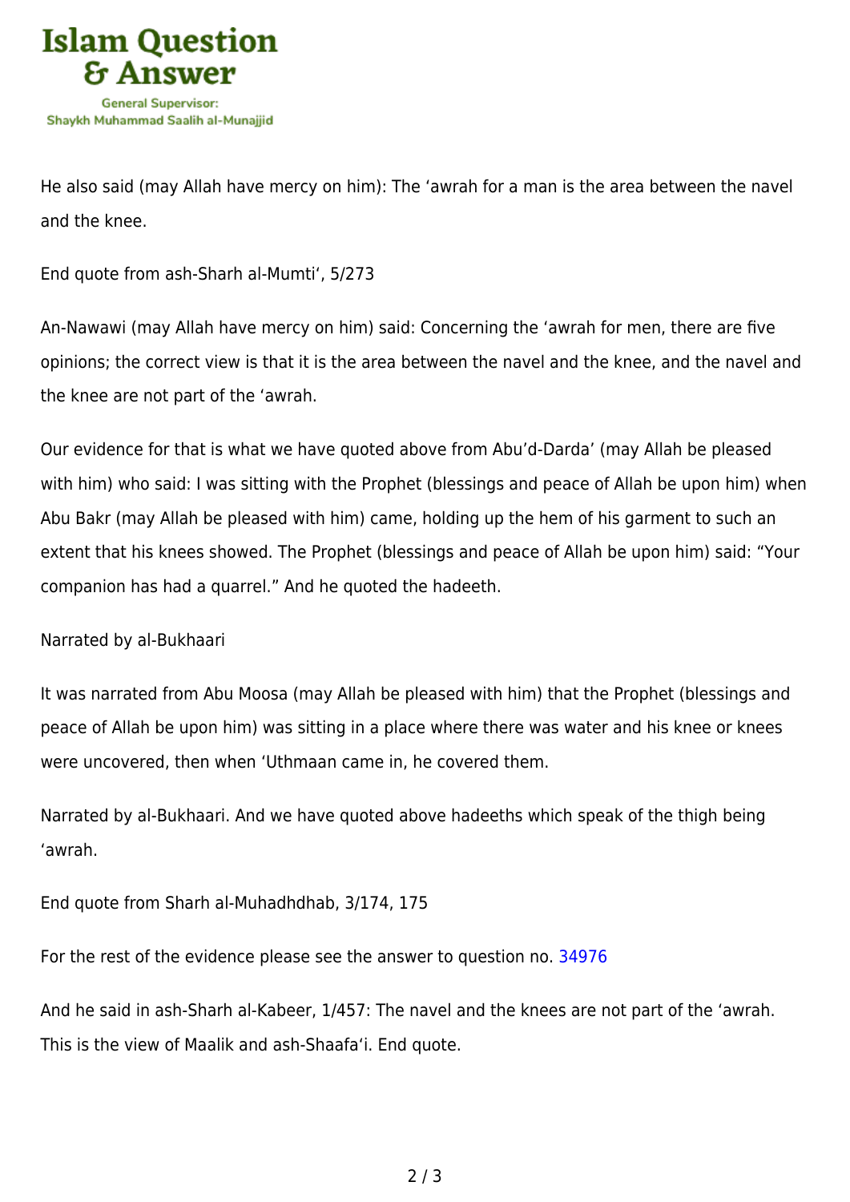He also said (may Allah have mercy on him): The ‘awrah for a man is the area between the navel and the knee.

End quote from ash-Sharh al-Mumti‘, 5/273

An-Nawawi (may Allah have mercy on him) said: Concerning the ‘awrah for men, there are five opinions; the correct view is that it is the area between the navel and the knee, and the navel and the knee are not part of the ‘awrah.

Our evidence for that is what we have quoted above from Abu’d-Darda’ (may Allah be pleased with him) who said: I was sitting with the Prophet (blessings and peace of Allah be upon him) when Abu Bakr (may Allah be pleased with him) came, holding up the hem of his garment to such an extent that his knees showed. The Prophet (blessings and peace of Allah be upon him) said: “Your companion has had a quarrel.” And he quoted the hadeeth.

Narrated by al-Bukhaari

It was narrated from Abu Moosa (may Allah be pleased with him) that the Prophet (blessings and peace of Allah be upon him) was sitting in a place where there was water and his knee or knees were uncovered, then when ‘Uthmaan came in, he covered them.

Narrated by al-Bukhaari. And we have quoted above hadeeths which speak of the thigh being ‘awrah.

End quote from Sharh al-Muhadhdhab, 3/174, 175

For the rest of the evidence please see the answer to question no. 34976

And he said in ash-Sharh al-Kabeer, 1/457: The navel and the knees are not part of the ‘awrah. This is the view of Maalik and ash-Shaafa‘i. End quote.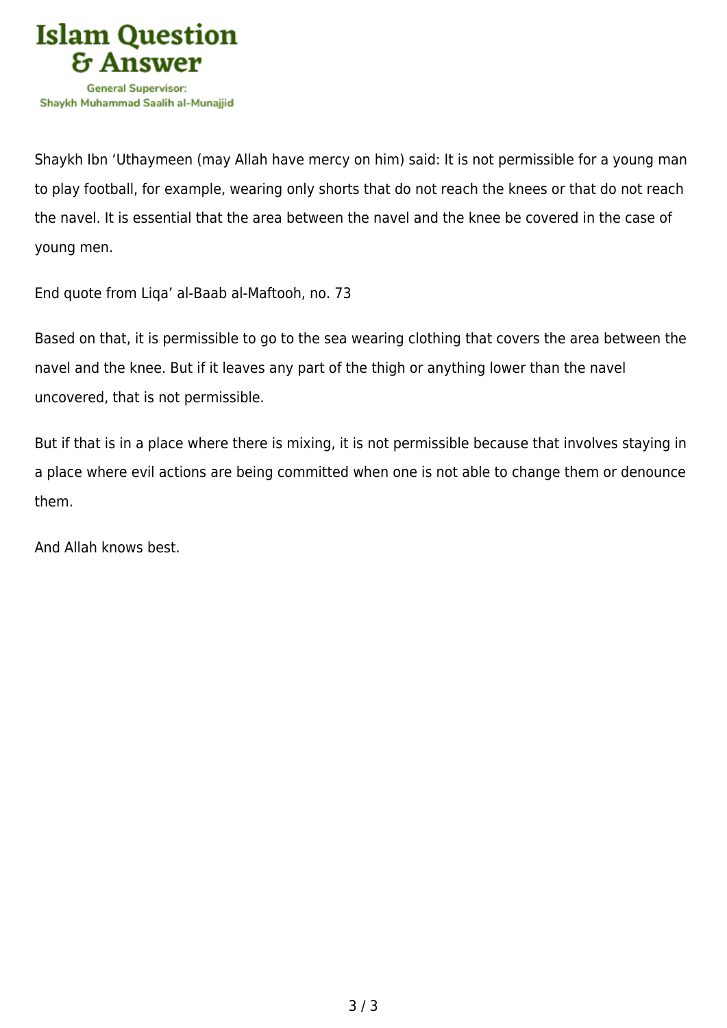Shaykh Ibn ‘Uthaymeen (may Allah have mercy on him) said: It is not permissible for a young man to play football, for example, wearing only shorts that do not reach the knees or that do not reach the navel. It is essential that the area between the navel and the knee be covered in the case of young men.

End quote from Liqa’ al-Baab al-Maftooh, no. 73

Based on that, it is permissible to go to the sea wearing clothing that covers the area between the navel and the knee. But if it leaves any part of the thigh or anything lower than the navel uncovered, that is not permissible.

But if that is in a place where there is mixing, it is not permissible because that involves staying in a place where evil actions are being committed when one is not able to change them or denounce them.

And Allah knows best.